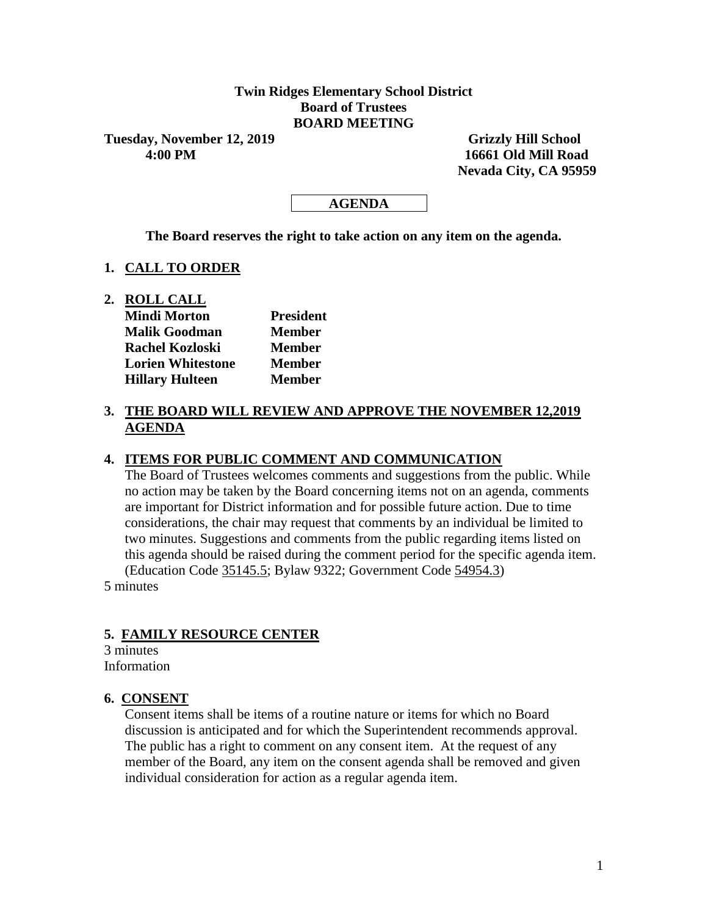**Twin Ridges Elementary School District**
**Board of Trustees**
**BOARD MEETING**

**Tuesday, November 12, 2019**
**4:00 PM**

**Grizzly Hill School**
**16661 Old Mill Road**
**Nevada City, CA 95959**

**AGENDA**

**The Board reserves the right to take action on any item on the agenda.**

## 1. CALL TO ORDER

## 2. ROLL CALL

| | |
|---|---|
| **Mindi Morton** | **President** |
| **Malik Goodman** | **Member** |
| **Rachel Kozloski** | **Member** |
| **Lorien Whitestone** | **Member** |
| **Hillary Hulteen** | **Member** |

## 3. THE BOARD WILL REVIEW AND APPROVE THE NOVEMBER 12,2019 AGENDA

## 4. ITEMS FOR PUBLIC COMMENT AND COMMUNICATION

The Board of Trustees welcomes comments and suggestions from the public. While no action may be taken by the Board concerning items not on an agenda, comments are important for District information and for possible future action. Due to time considerations, the chair may request that comments by an individual be limited to two minutes. Suggestions and comments from the public regarding items listed on this agenda should be raised during the comment period for the specific agenda item. (Education Code 35145.5; Bylaw 9322; Government Code 54954.3)

5 minutes

## 5. FAMILY RESOURCE CENTER

3 minutes
Information

## 6. CONSENT

Consent items shall be items of a routine nature or items for which no Board discussion is anticipated and for which the Superintendent recommends approval. The public has a right to comment on any consent item. At the request of any member of the Board, any item on the consent agenda shall be removed and given individual consideration for action as a regular agenda item.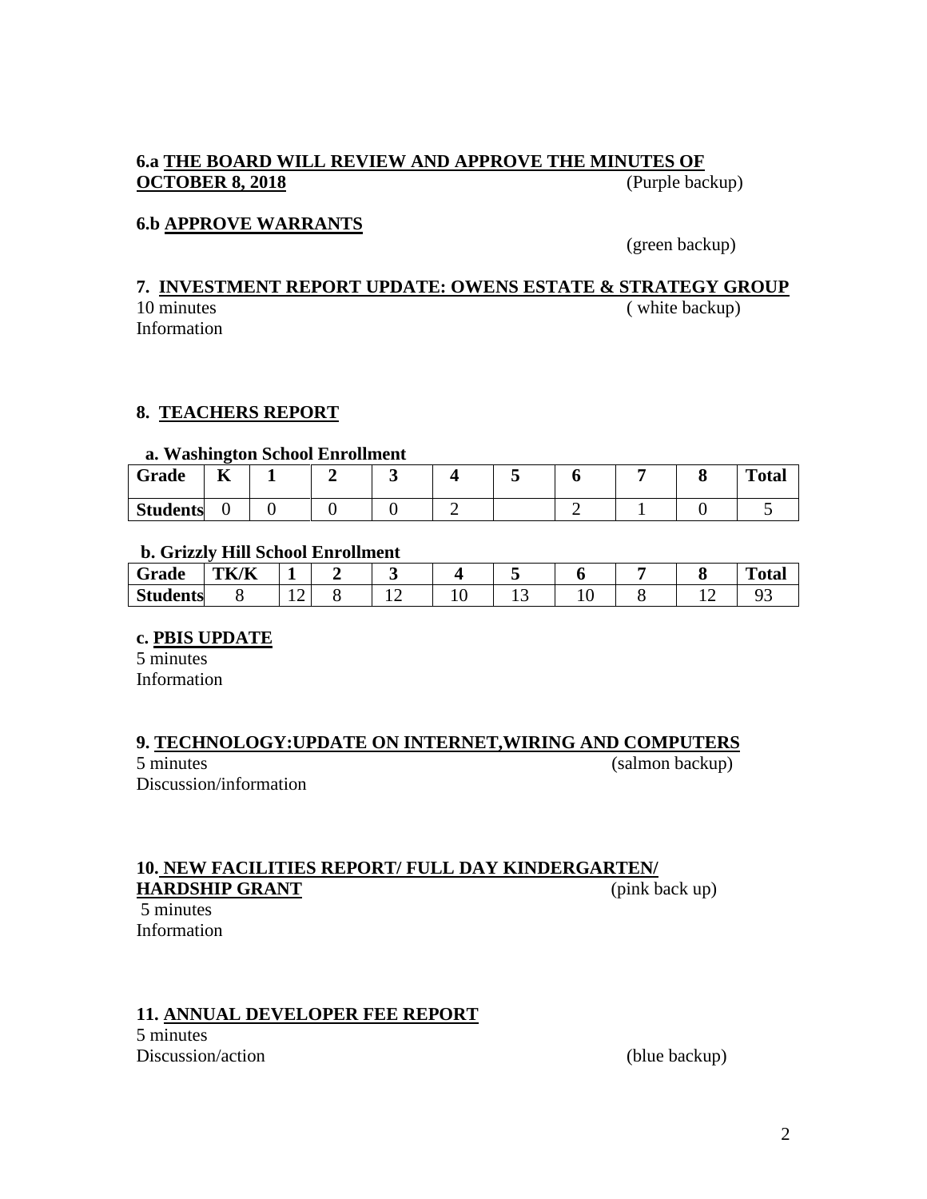**6.a <u>THE BOARD WILL REVIEW AND APPROVE THE MINUTES OF OCTOBER 8, 2018</u>** (Purple backup)

**6.b <u>APPROVE WARRANTS</u>**

(green backup)

**7. <u>INVESTMENT REPORT UPDATE: OWENS ESTATE & STRATEGY GROUP</u>**

10 minutes ( white backup)

Information

**8. <u>TEACHERS REPORT</u>**

**a. Washington School Enrollment**

| Grade | K | 1 | 2 | 3 | 4 | 5 | 6 | 7 | 8 | Total |
|---|---|---|---|---|---|---|---|---|---|---|
| Students | 0 | 0 | 0 | 0 | 2 | | 2 | 1 | 0 | 5 |

**b. Grizzly Hill School Enrollment**

| Grade | TK/K | 1 | 2 | 3 | 4 | 5 | 6 | 7 | 8 | Total |
|---|---|---|---|---|---|---|---|---|---|---|
| Students | 8 | 12 | 8 | 12 | 10 | 13 | 10 | 8 | 12 | 93 |

**c. <u>PBIS UPDATE</u>**

5 minutes

Information

**9. <u>TECHNOLOGY:UPDATE ON INTERNET,WIRING AND COMPUTERS</u>**

5 minutes (salmon backup)

Discussion/information

**10. <u>NEW FACILITIES REPORT/ FULL DAY KINDERGARTEN/ HARDSHIP GRANT</u>** (pink back up)

5 minutes

Information

**11. <u>ANNUAL DEVELOPER FEE REPORT</u>**

5 minutes

Discussion/action (blue backup)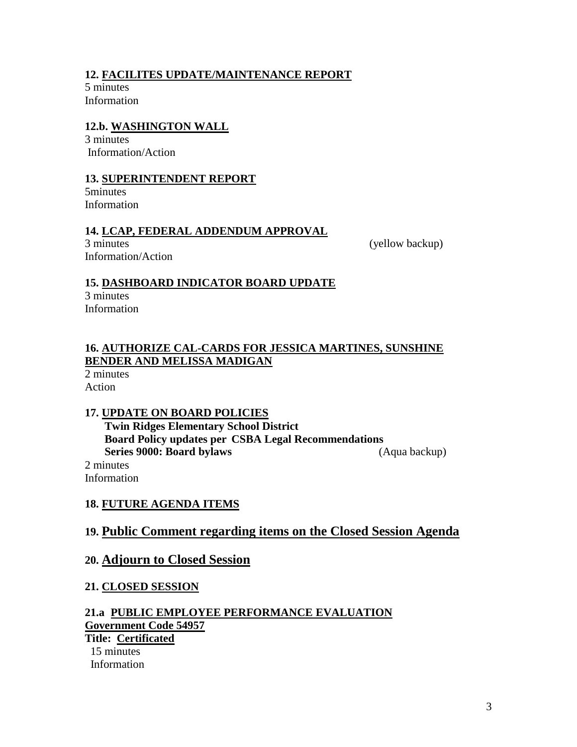**12. FACILITES UPDATE/MAINTENANCE REPORT**
5 minutes
Information

**12.b. WASHINGTON WALL**
3 minutes
Information/Action

**13. SUPERINTENDENT REPORT**
5minutes
Information

**14. LCAP, FEDERAL ADDENDUM APPROVAL**
3 minutes (yellow backup)
Information/Action

**15. DASHBOARD INDICATOR BOARD UPDATE**
3 minutes
Information

**16. AUTHORIZE CAL-CARDS FOR JESSICA MARTINES, SUNSHINE BENDER AND MELISSA MADIGAN**
2 minutes
Action

**17. UPDATE ON BOARD POLICIES**
**Twin Ridges Elementary School District**
**Board Policy updates per CSBA Legal Recommendations**
**Series 9000: Board bylaws** (Aqua backup)
2 minutes
Information

**18. FUTURE AGENDA ITEMS**

## 19. Public Comment regarding items on the Closed Session Agenda

## 20. Adjourn to Closed Session

**21. CLOSED SESSION**

**21.a PUBLIC EMPLOYEE PERFORMANCE EVALUATION**
**Government Code 54957**
**Title: Certificated**
15 minutes
Information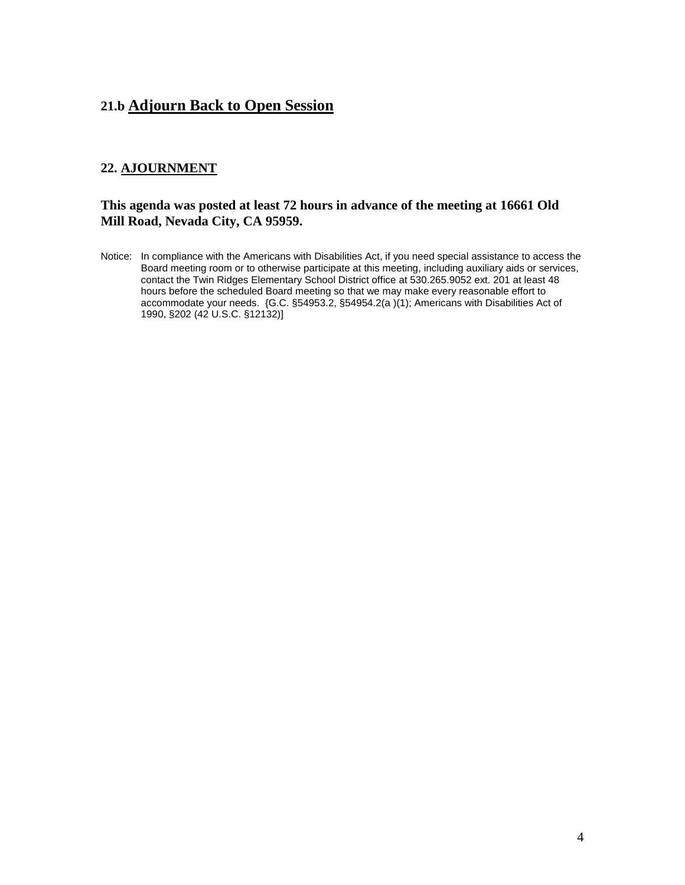## 21.b <u>Adjourn Back to Open Session</u>

### 22. <u>AJOURNMENT</u>

**This agenda was posted at least 72 hours in advance of the meeting at 16661 Old Mill Road, Nevada City, CA 95959.**

Notice: In compliance with the Americans with Disabilities Act, if you need special assistance to access the Board meeting room or to otherwise participate at this meeting, including auxiliary aids or services, contact the Twin Ridges Elementary School District office at 530.265.9052 ext. 201 at least 48 hours before the scheduled Board meeting so that we may make every reasonable effort to accommodate your needs. {G.C. §54953.2, §54954.2(a )(1); Americans with Disabilities Act of 1990, §202 (42 U.S.C. §12132)]